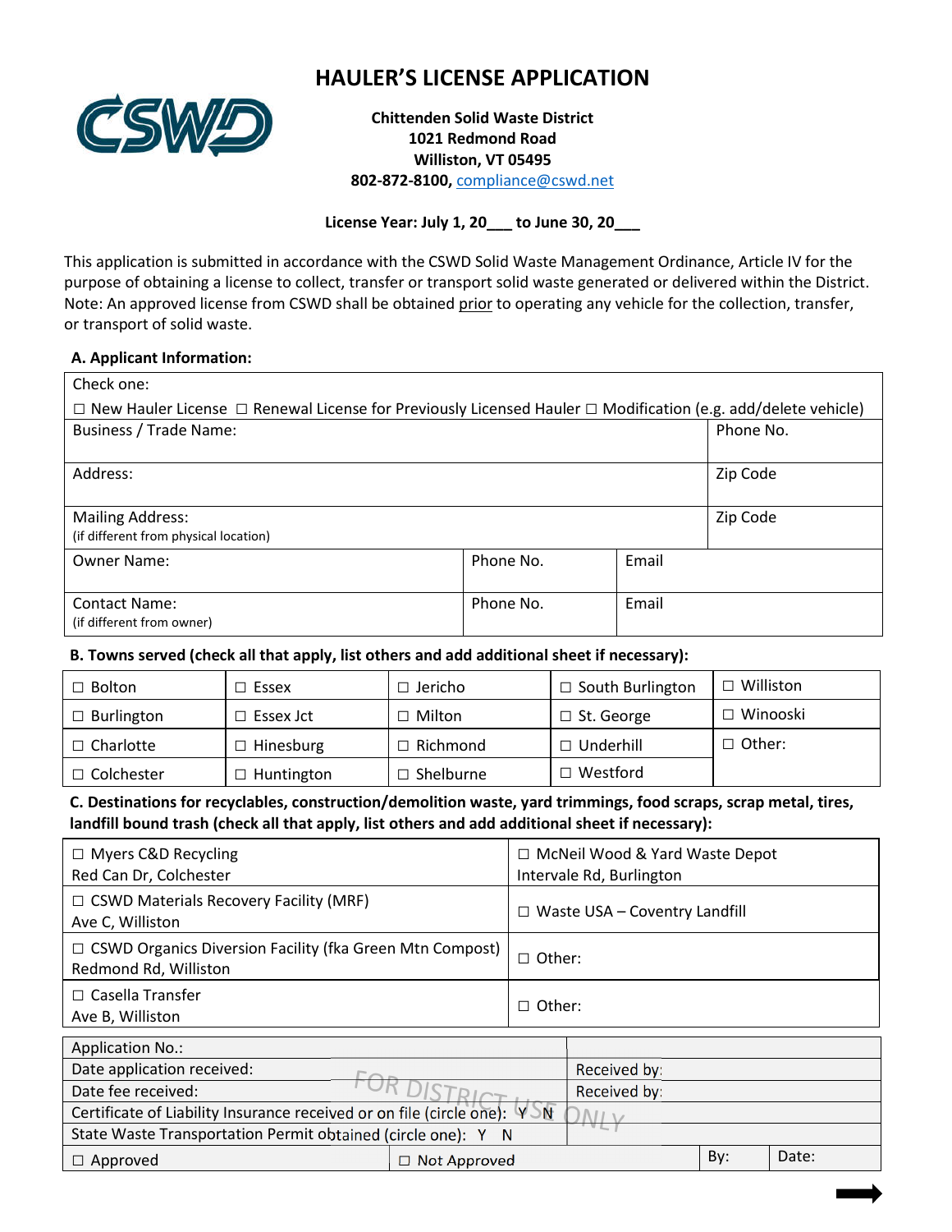# HAULER'S LICENSE APPLICATION

**Chittenden Solid Waste District**
**1021 Redmond Road**
**Williston, VT 05495**
**802-872-8100, compliance@cswd.net**

**License Year: July 1, 20___ to June 30, 20___**

This application is submitted in accordance with the CSWD Solid Waste Management Ordinance, Article IV for the purpose of obtaining a license to collect, transfer or transport solid waste generated or delivered within the District. Note: An approved license from CSWD shall be obtained prior to operating any vehicle for the collection, transfer, or transport of solid waste.

### A. Applicant Information:

| Check one: | | |
|---|---|---|
| ☐ New Hauler License ☐ Renewal License for Previously Licensed Hauler ☐ Modification (e.g. add/delete vehicle) | | |
| Business / Trade Name: | | Phone No. |
| Address: | | Zip Code |
| Mailing Address: (if different from physical location) | | Zip Code |
| Owner Name: | Phone No. | Email |
| Contact Name: (if different from owner) | Phone No. | Email |

### B. Towns served (check all that apply, list others and add additional sheet if necessary):

| | | | | |
|---|---|---|---|---|
| ☐ Bolton | ☐ Essex | ☐ Jericho | ☐ South Burlington | ☐ Williston |
| ☐ Burlington | ☐ Essex Jct | ☐ Milton | ☐ St. George | ☐ Winooski |
| ☐ Charlotte | ☐ Hinesburg | ☐ Richmond | ☐ Underhill | ☐ Other: |
| ☐ Colchester | ☐ Huntington | ☐ Shelburne | ☐ Westford | |

### C. Destinations for recyclables, construction/demolition waste, yard trimmings, food scraps, scrap metal, tires, landfill bound trash (check all that apply, list others and add additional sheet if necessary):

| | |
|---|---|
| ☐ Myers C&D Recycling Red Can Dr, Colchester | ☐ McNeil Wood & Yard Waste Depot Intervale Rd, Burlington |
| ☐ CSWD Materials Recovery Facility (MRF) Ave C, Williston | ☐ Waste USA – Coventry Landfill |
| ☐ CSWD Organics Diversion Facility (fka Green Mtn Compost) Redmond Rd, Williston | ☐ Other: |
| ☐ Casella Transfer Ave B, Williston | ☐ Other: |

FOR DISTRICT USE ONLY

| | | | |
|---|---|---|---|
| Application No.: | | | |
| Date application received: | Received by: | | |
| Date fee received: | Received by: | | |
| Certificate of Liability Insurance received or on file (circle one): Y N | | | |
| State Waste Transportation Permit obtained (circle one): Y N | | | |
| ☐ Approved | ☐ Not Approved | By: | Date: |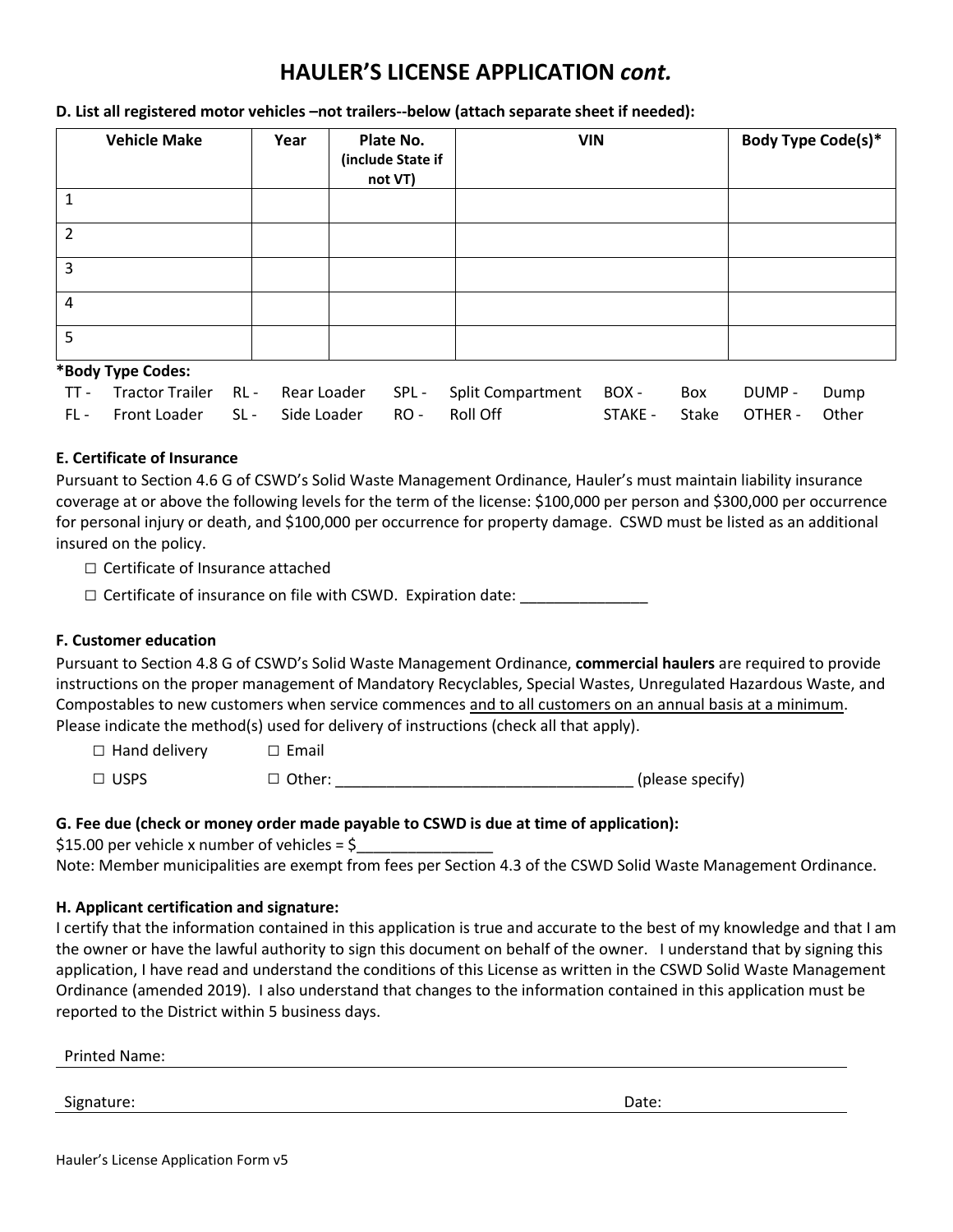# HAULER'S LICENSE APPLICATION *cont.*

**D. List all registered motor vehicles –not trailers--below (attach separate sheet if needed):**

| Vehicle Make | Year | Plate No. (include State if not VT) | VIN | Body Type Code(s)* |
|---|---|---|---|---|
| 1 | | | | |
| 2 | | | | |
| 3 | | | | |
| 4 | | | | |
| 5 | | | | |

***Body Type Codes:**

| | | | | | | | | | | | |
|---|---|---|---|---|---|---|---|---|---|---|---|
| TT - | Tractor Trailer | RL - | Rear Loader | SPL - | Split Compartment | BOX - | Box | DUMP - | Dump | | |
| FL - | Front Loader | SL - | Side Loader | RO - | Roll Off | STAKE - | Stake | OTHER - | Other | | |

**E. Certificate of Insurance**

Pursuant to Section 4.6 G of CSWD's Solid Waste Management Ordinance, Hauler's must maintain liability insurance coverage at or above the following levels for the term of the license: $100,000 per person and $300,000 per occurrence for personal injury or death, and $100,000 per occurrence for property damage. CSWD must be listed as an additional insured on the policy.

☐ Certificate of Insurance attached

☐ Certificate of insurance on file with CSWD. Expiration date: _______________

**F. Customer education**

Pursuant to Section 4.8 G of CSWD's Solid Waste Management Ordinance, **commercial haulers** are required to provide instructions on the proper management of Mandatory Recyclables, Special Wastes, Unregulated Hazardous Waste, and Compostables to new customers when service commences <u>and to all customers on an annual basis at a minimum</u>. Please indicate the method(s) used for delivery of instructions (check all that apply).

☐ Hand delivery ☐ Email

☐ USPS ☐ Other: ___________________________________ (please specify)

**G. Fee due (check or money order made payable to CSWD is due at time of application):**

$15.00 per vehicle x number of vehicles = $________________

Note: Member municipalities are exempt from fees per Section 4.3 of the CSWD Solid Waste Management Ordinance.

**H. Applicant certification and signature:**

I certify that the information contained in this application is true and accurate to the best of my knowledge and that I am the owner or have the lawful authority to sign this document on behalf of the owner. I understand that by signing this application, I have read and understand the conditions of this License as written in the CSWD Solid Waste Management Ordinance (amended 2019). I also understand that changes to the information contained in this application must be reported to the District within 5 business days.

Printed Name: ____________________________________________

Signature: ____________________________________________ Date: ______________

Hauler's License Application Form v5